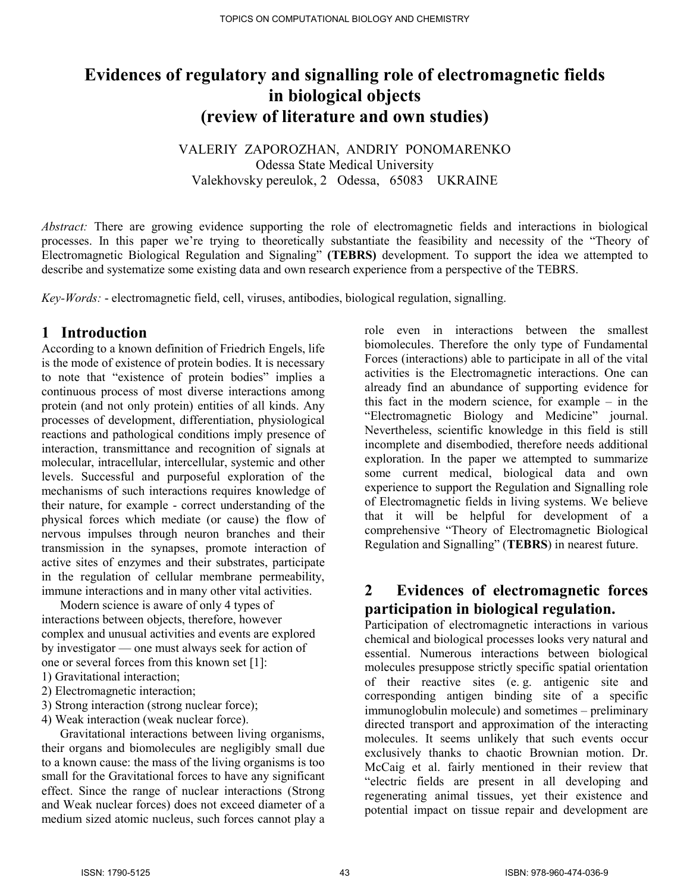# Evidences of regulatory and signalling role of electromagnetic fields in biological objects (review of literature and own studies)

VALERIY ZAPOROZHAN, ANDRIY PONOMARENKO
Odessa State Medical University
Valekhovsky pereulok, 2 Odessa, 65083 UKRAINE

*Abstract:* There are growing evidence supporting the role of electromagnetic fields and interactions in biological processes. In this paper we're trying to theoretically substantiate the feasibility and necessity of the "Theory of Electromagnetic Biological Regulation and Signaling" **(TEBRS)** development. To support the idea we attempted to describe and systematize some existing data and own research experience from a perspective of the TEBRS.

*Key-Words:* - electromagnetic field, cell, viruses, antibodies, biological regulation, signalling.

## 1 Introduction

According to a known definition of Friedrich Engels, life is the mode of existence of protein bodies. It is necessary to note that "existence of protein bodies" implies a continuous process of most diverse interactions among protein (and not only protein) entities of all kinds. Any processes of development, differentiation, physiological reactions and pathological conditions imply presence of interaction, transmittance and recognition of signals at molecular, intracellular, intercellular, systemic and other levels. Successful and purposeful exploration of the mechanisms of such interactions requires knowledge of their nature, for example - correct understanding of the physical forces which mediate (or cause) the flow of nervous impulses through neuron branches and their transmission in the synapses, promote interaction of active sites of enzymes and their substrates, participate in the regulation of cellular membrane permeability, immune interactions and in many other vital activities.

Modern science is aware of only 4 types of interactions between objects, therefore, however complex and unusual activities and events are explored by investigator — one must always seek for action of one or several forces from this known set [1]:

1) Gravitational interaction;
2) Electromagnetic interaction;
3) Strong interaction (strong nuclear force);
4) Weak interaction (weak nuclear force).

Gravitational interactions between living organisms, their organs and biomolecules are negligibly small due to a known cause: the mass of the living organisms is too small for the Gravitational forces to have any significant effect. Since the range of nuclear interactions (Strong and Weak nuclear forces) does not exceed diameter of a medium sized atomic nucleus, such forces cannot play a role even in interactions between the smallest biomolecules. Therefore the only type of Fundamental Forces (interactions) able to participate in all of the vital activities is the Electromagnetic interactions. One can already find an abundance of supporting evidence for this fact in the modern science, for example – in the "Electromagnetic Biology and Medicine" journal. Nevertheless, scientific knowledge in this field is still incomplete and disembodied, therefore needs additional exploration. In the paper we attempted to summarize some current medical, biological data and own experience to support the Regulation and Signalling role of Electromagnetic fields in living systems. We believe that it will be helpful for development of a comprehensive "Theory of Electromagnetic Biological Regulation and Signalling" (**TEBRS**) in nearest future.

## 2 Evidences of electromagnetic forces participation in biological regulation.

Participation of electromagnetic interactions in various chemical and biological processes looks very natural and essential. Numerous interactions between biological molecules presuppose strictly specific spatial orientation of their reactive sites (e. g. antigenic site and corresponding antigen binding site of a specific immunoglobulin molecule) and sometimes – preliminary directed transport and approximation of the interacting molecules. It seems unlikely that such events occur exclusively thanks to chaotic Brownian motion. Dr. McCaig et al. fairly mentioned in their review that "electric fields are present in all developing and regenerating animal tissues, yet their existence and potential impact on tissue repair and development are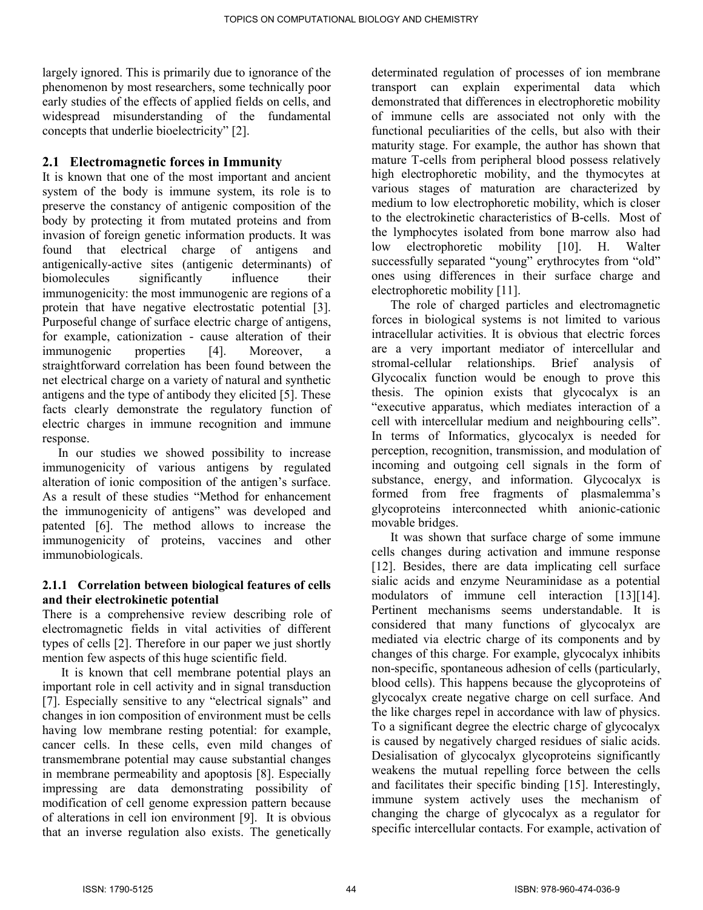largely ignored. This is primarily due to ignorance of the phenomenon by most researchers, some technically poor early studies of the effects of applied fields on cells, and widespread misunderstanding of the fundamental concepts that underlie bioelectricity" [2].

## 2.1 Electromagnetic forces in Immunity

It is known that one of the most important and ancient system of the body is immune system, its role is to preserve the constancy of antigenic composition of the body by protecting it from mutated proteins and from invasion of foreign genetic information products. It was found that electrical charge of antigens and antigenically-active sites (antigenic determinants) of biomolecules significantly influence their immunogenicity: the most immunogenic are regions of a protein that have negative electrostatic potential [3]. Purposeful change of surface electric charge of antigens, for example, cationization - cause alteration of their immunogenic properties [4]. Moreover, a straightforward correlation has been found between the net electrical charge on a variety of natural and synthetic antigens and the type of antibody they elicited [5]. These facts clearly demonstrate the regulatory function of electric charges in immune recognition and immune response.

In our studies we showed possibility to increase immunogenicity of various antigens by regulated alteration of ionic composition of the antigen's surface. As a result of these studies "Method for enhancement the immunogenicity of antigens" was developed and patented [6]. The method allows to increase the immunogenicity of proteins, vaccines and other immunobiologicals.

### 2.1.1 Correlation between biological features of cells and their electrokinetic potential

There is a comprehensive review describing role of electromagnetic fields in vital activities of different types of cells [2]. Therefore in our paper we just shortly mention few aspects of this huge scientific field.

It is known that cell membrane potential plays an important role in cell activity and in signal transduction [7]. Especially sensitive to any "electrical signals" and changes in ion composition of environment must be cells having low membrane resting potential: for example, cancer cells. In these cells, even mild changes of transmembrane potential may cause substantial changes in membrane permeability and apoptosis [8]. Especially impressing are data demonstrating possibility of modification of cell genome expression pattern because of alterations in cell ion environment [9]. It is obvious that an inverse regulation also exists. The genetically determinated regulation of processes of ion membrane transport can explain experimental data which demonstrated that differences in electrophoretic mobility of immune cells are associated not only with the functional peculiarities of the cells, but also with their maturity stage. For example, the author has shown that mature T-cells from peripheral blood possess relatively high electrophoretic mobility, and the thymocytes at various stages of maturation are characterized by medium to low electrophoretic mobility, which is closer to the electrokinetic characteristics of B-cells. Most of the lymphocytes isolated from bone marrow also had low electrophoretic mobility [10]. H. Walter successfully separated "young" erythrocytes from "old" ones using differences in their surface charge and electrophoretic mobility [11].

The role of charged particles and electromagnetic forces in biological systems is not limited to various intracellular activities. It is obvious that electric forces are a very important mediator of intercellular and stromal-cellular relationships. Brief analysis of Glycocalix function would be enough to prove this thesis. The opinion exists that glycocalyx is an "executive apparatus, which mediates interaction of a cell with intercellular medium and neighbouring cells". In terms of Informatics, glycocalyx is needed for perception, recognition, transmission, and modulation of incoming and outgoing cell signals in the form of substance, energy, and information. Glycocalyx is formed from free fragments of plasmalemma's glycoproteins interconnected whith anionic-cationic movable bridges.

It was shown that surface charge of some immune cells changes during activation and immune response [12]. Besides, there are data implicating cell surface sialic acids and enzyme Neuraminidase as a potential modulators of immune cell interaction [13][14]. Pertinent mechanisms seems understandable. It is considered that many functions of glycocalyx are mediated via electric charge of its components and by changes of this charge. For example, glycocalyx inhibits non-specific, spontaneous adhesion of cells (particularly, blood cells). This happens because the glycoproteins of glycocalyx create negative charge on cell surface. And the like charges repel in accordance with law of physics. To a significant degree the electric charge of glycocalyx is caused by negatively charged residues of sialic acids. Desialisation of glycocalyx glycoproteins significantly weakens the mutual repelling force between the cells and facilitates their specific binding [15]. Interestingly, immune system actively uses the mechanism of changing the charge of glycocalyx as a regulator for specific intercellular contacts. For example, activation of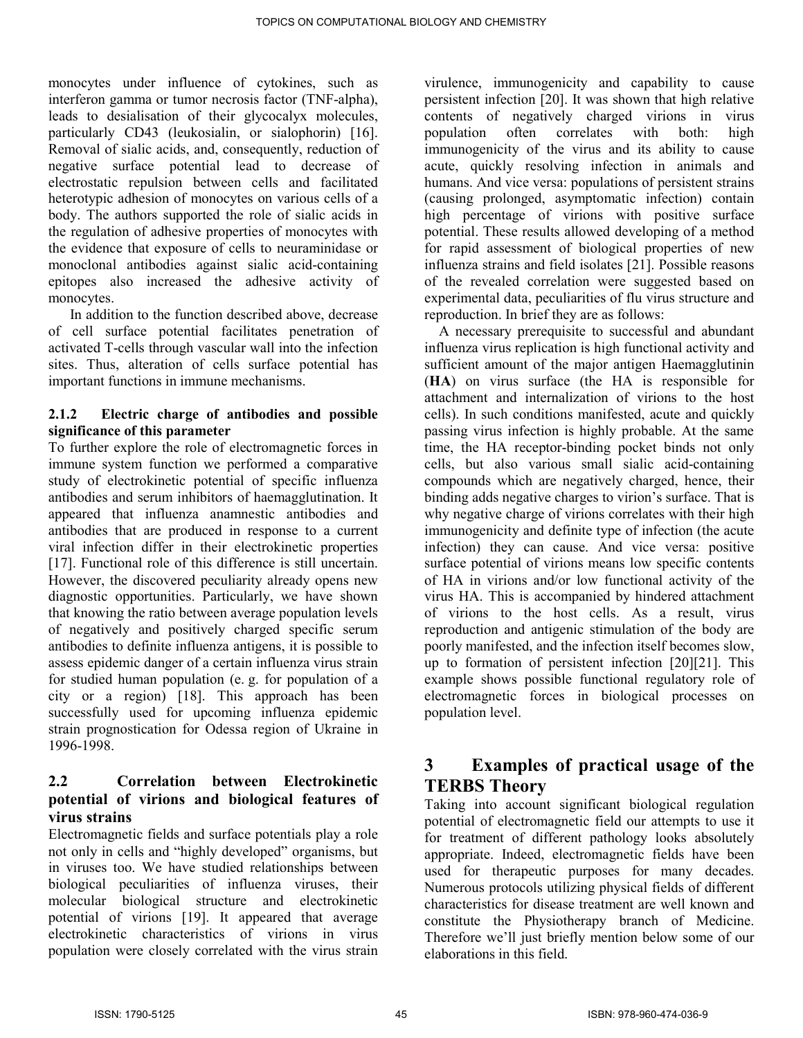monocytes under influence of cytokines, such as interferon gamma or tumor necrosis factor (TNF-alpha), leads to desialisation of their glycocalyx molecules, particularly CD43 (leukosialin, or sialophorin) [16]. Removal of sialic acids, and, consequently, reduction of negative surface potential lead to decrease of electrostatic repulsion between cells and facilitated heterotypic adhesion of monocytes on various cells of a body. The authors supported the role of sialic acids in the regulation of adhesive properties of monocytes with the evidence that exposure of cells to neuraminidase or monoclonal antibodies against sialic acid-containing epitopes also increased the adhesive activity of monocytes.

In addition to the function described above, decrease of cell surface potential facilitates penetration of activated T-cells through vascular wall into the infection sites. Thus, alteration of cells surface potential has important functions in immune mechanisms.

#### 2.1.2 Electric charge of antibodies and possible significance of this parameter

To further explore the role of electromagnetic forces in immune system function we performed a comparative study of electrokinetic potential of specific influenza antibodies and serum inhibitors of haemagglutination. It appeared that influenza anamnestic antibodies and antibodies that are produced in response to a current viral infection differ in their electrokinetic properties [17]. Functional role of this difference is still uncertain. However, the discovered peculiarity already opens new diagnostic opportunities. Particularly, we have shown that knowing the ratio between average population levels of negatively and positively charged specific serum antibodies to definite influenza antigens, it is possible to assess epidemic danger of a certain influenza virus strain for studied human population (e. g. for population of a city or a region) [18]. This approach has been successfully used for upcoming influenza epidemic strain prognostication for Odessa region of Ukraine in 1996-1998.

### 2.2 Correlation between Electrokinetic potential of virions and biological features of virus strains

Electromagnetic fields and surface potentials play a role not only in cells and "highly developed" organisms, but in viruses too. We have studied relationships between biological peculiarities of influenza viruses, their molecular biological structure and electrokinetic potential of virions [19]. It appeared that average electrokinetic characteristics of virions in virus population were closely correlated with the virus strain virulence, immunogenicity and capability to cause persistent infection [20]. It was shown that high relative contents of negatively charged virions in virus population often correlates with both: high immunogenicity of the virus and its ability to cause acute, quickly resolving infection in animals and humans. And vice versa: populations of persistent strains (causing prolonged, asymptomatic infection) contain high percentage of virions with positive surface potential. These results allowed developing of a method for rapid assessment of biological properties of new influenza strains and field isolates [21]. Possible reasons of the revealed correlation were suggested based on experimental data, peculiarities of flu virus structure and reproduction. In brief they are as follows:

A necessary prerequisite to successful and abundant influenza virus replication is high functional activity and sufficient amount of the major antigen Haemagglutinin (**HA**) on virus surface (the HA is responsible for attachment and internalization of virions to the host cells). In such conditions manifested, acute and quickly passing virus infection is highly probable. At the same time, the HA receptor-binding pocket binds not only cells, but also various small sialic acid-containing compounds which are negatively charged, hence, their binding adds negative charges to virion's surface. That is why negative charge of virions correlates with their high immunogenicity and definite type of infection (the acute infection) they can cause. And vice versa: positive surface potential of virions means low specific contents of HA in virions and/or low functional activity of the virus HA. This is accompanied by hindered attachment of virions to the host cells. As a result, virus reproduction and antigenic stimulation of the body are poorly manifested, and the infection itself becomes slow, up to formation of persistent infection [20][21]. This example shows possible functional regulatory role of electromagnetic forces in biological processes on population level.

## 3 Examples of practical usage of the TERBS Theory

Taking into account significant biological regulation potential of electromagnetic field our attempts to use it for treatment of different pathology looks absolutely appropriate. Indeed, electromagnetic fields have been used for therapeutic purposes for many decades. Numerous protocols utilizing physical fields of different characteristics for disease treatment are well known and constitute the Physiotherapy branch of Medicine. Therefore we'll just briefly mention below some of our elaborations in this field.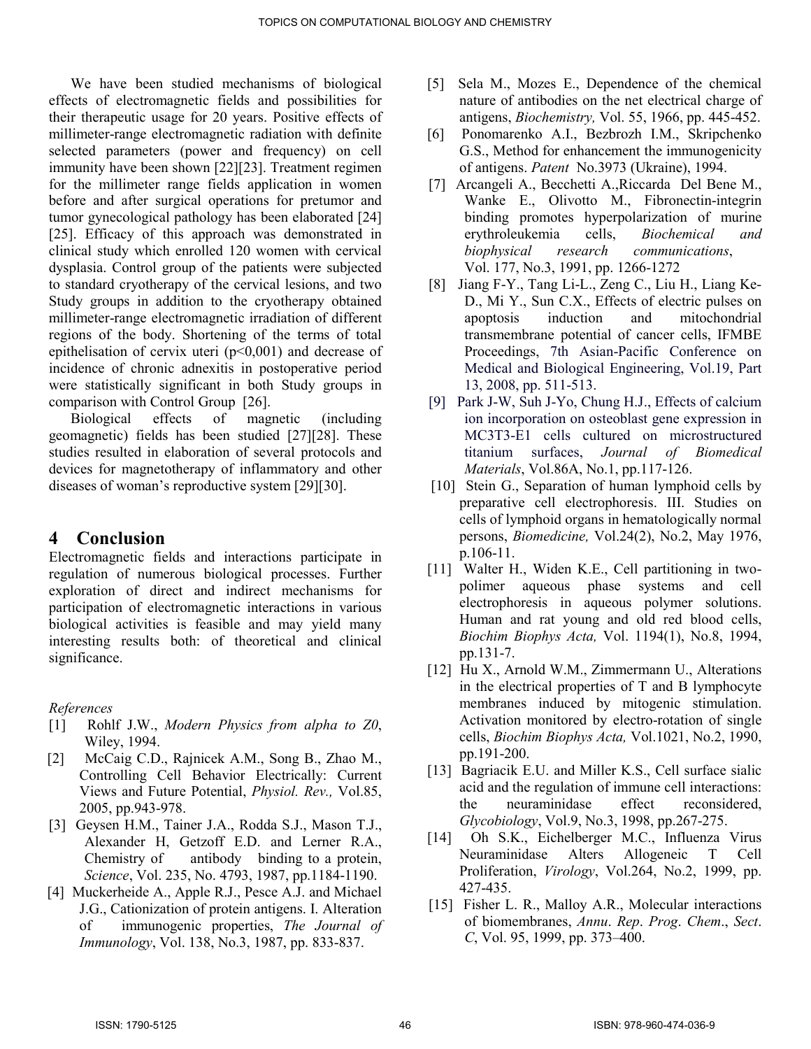We have been studied mechanisms of biological effects of electromagnetic fields and possibilities for their therapeutic usage for 20 years. Positive effects of millimeter-range electromagnetic radiation with definite selected parameters (power and frequency) on cell immunity have been shown [22][23]. Treatment regimen for the millimeter range fields application in women before and after surgical operations for pretumor and tumor gynecological pathology has been elaborated [24] [25]. Efficacy of this approach was demonstrated in clinical study which enrolled 120 women with cervical dysplasia. Control group of the patients were subjected to standard cryotherapy of the cervical lesions, and two Study groups in addition to the cryotherapy obtained millimeter-range electromagnetic irradiation of different regions of the body. Shortening of the terms of total epithelisation of cervix uteri ($p<0,001$) and decrease of incidence of chronic adnexitis in postoperative period were statistically significant in both Study groups in comparison with Control Group [26].

Biological effects of magnetic (including geomagnetic) fields has been studied [27][28]. These studies resulted in elaboration of several protocols and devices for magnetotherapy of inflammatory and other diseases of woman's reproductive system [29][30].

## 4 Conclusion

Electromagnetic fields and interactions participate in regulation of numerous biological processes. Further exploration of direct and indirect mechanisms for participation of electromagnetic interactions in various biological activities is feasible and may yield many interesting results both: of theoretical and clinical significance.

*References*

[1] Rohlf J.W., *Modern Physics from alpha to Z0*, Wiley, 1994.

[2] McCaig C.D., Rajnicek A.M., Song B., Zhao M., Controlling Cell Behavior Electrically: Current Views and Future Potential, *Physiol. Rev.,* Vol.85, 2005, pp.943-978.

[3] Geysen H.M., Tainer J.A., Rodda S.J., Mason T.J., Alexander H, Getzoff E.D. and Lerner R.A., Chemistry of antibody binding to a protein, *Science*, Vol. 235, No. 4793, 1987, pp.1184-1190.

[4] Muckerheide A., Apple R.J., Pesce A.J. and Michael J.G., Cationization of protein antigens. I. Alteration of immunogenic properties, *The Journal of Immunology*, Vol. 138, No.3, 1987, pp. 833-837.

[5] Sela M., Mozes E., Dependence of the chemical nature of antibodies on the net electrical charge of antigens, *Biochemistry,* Vol. 55, 1966, pp. 445-452.

[6] Ponomarenko A.I., Bezbrozh I.M., Skripchenko G.S., Method for enhancement the immunogenicity of antigens. *Patent* No.3973 (Ukraine), 1994.

[7] Arcangeli A., Becchetti A.,Riccarda Del Bene M., Wanke E., Olivotto M., Fibronectin-integrin binding promotes hyperpolarization of murine erythroleukemia cells, *Biochemical and biophysical research communications*, Vol. 177, No.3, 1991, pp. 1266-1272

[8] Jiang F-Y., Tang Li-L., Zeng C., Liu H., Liang Ke-D., Mi Y., Sun C.X., Effects of electric pulses on apoptosis induction and mitochondrial transmembrane potential of cancer cells, IFMBE Proceedings, 7th Asian-Pacific Conference on Medical and Biological Engineering, Vol.19, Part 13, 2008, pp. 511-513.

[9] Park J-W, Suh J-Yo, Chung H.J., Effects of calcium ion incorporation on osteoblast gene expression in MC3T3-E1 cells cultured on microstructured titanium surfaces, *Journal of Biomedical Materials*, Vol.86A, No.1, pp.117-126.

[10] Stein G., Separation of human lymphoid cells by preparative cell electrophoresis. III. Studies on cells of lymphoid organs in hematologically normal persons, *Biomedicine,* Vol.24(2), No.2, May 1976, p.106-11.

[11] Walter H., Widen K.E., Cell partitioning in two-polimer aqueous phase systems and cell electrophoresis in aqueous polymer solutions. Human and rat young and old red blood cells, *Biochim Biophys Acta,* Vol. 1194(1), No.8, 1994, pp.131-7.

[12] Hu X., Arnold W.M., Zimmermann U., Alterations in the electrical properties of T and B lymphocyte membranes induced by mitogenic stimulation. Activation monitored by electro-rotation of single cells, *Biochim Biophys Acta,* Vol.1021, No.2, 1990, pp.191-200.

[13] Bagriacik E.U. and Miller K.S., Cell surface sialic acid and the regulation of immune cell interactions: the neuraminidase effect reconsidered, *Glycobiology*, Vol.9, No.3, 1998, pp.267-275.

[14] Oh S.K., Eichelberger M.C., Influenza Virus Neuraminidase Alters Allogeneic T Cell Proliferation, *Virology*, Vol.264, No.2, 1999, pp. 427-435.

[15] Fisher L. R., Malloy A.R., Molecular interactions of biomembranes, *Annu. Rep. Prog. Chem., Sect. C*, Vol. 95, 1999, pp. 373–400.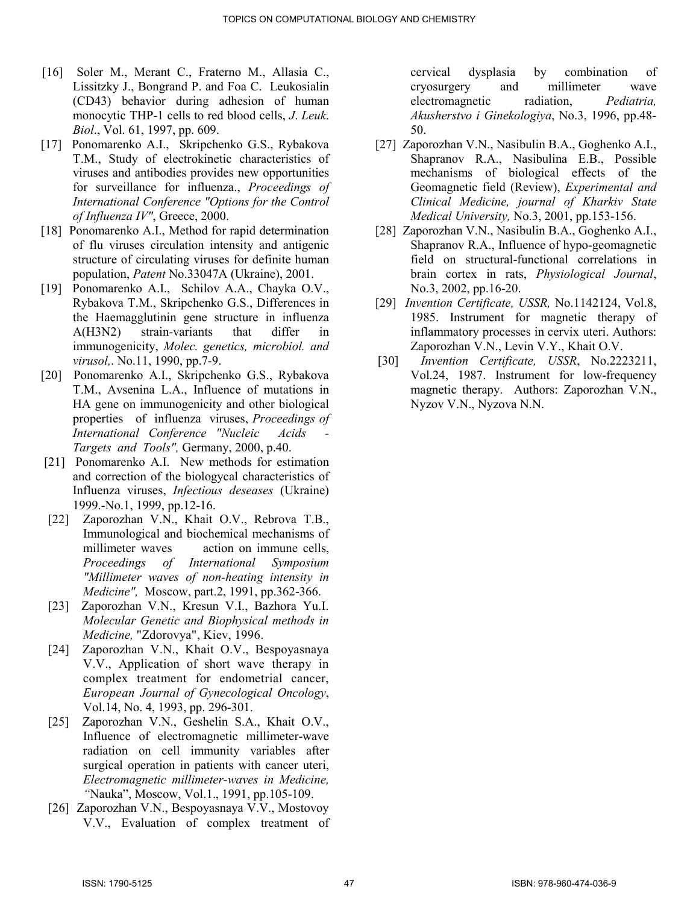[16] Soler M., Merant C., Fraterno M., Allasia C., Lissitzky J., Bongrand P. and Foa C. Leukosialin (CD43) behavior during adhesion of human monocytic THP-1 cells to red blood cells, *J. Leuk. Biol*., Vol. 61, 1997, pp. 609.

[17] Ponomarenko A.I., Skripchenko G.S., Rybakova T.M., Study of electrokinetic characteristics of viruses and antibodies provides new opportunities for surveillance for influenza., *Proceedings of International Conference "Options for the Control of Influenza IV"*, Greece, 2000.

[18] Ponomarenko A.I., Method for rapid determination of flu viruses circulation intensity and antigenic structure of circulating viruses for definite human population, *Patent* No.33047A (Ukraine), 2001.

[19] Ponomarenko A.I., Schilov A.A., Chayka O.V., Rybakova T.M., Skripchenko G.S., Differences in the Haemagglutinin gene structure in influenza A(H3N2) strain-variants that differ in immunogenicity, *Molec. genetics, microbiol. and virusol,*. No.11, 1990, pp.7-9.

[20] Ponomarenko A.I., Skripchenko G.S., Rybakova T.M., Avsenina L.A., Influence of mutations in HA gene on immunogenicity and other biological properties of influenza viruses, *Proceedings of International Conference "Nucleic Acids - Targets and Tools",* Germany, 2000, p.40.

[21] Ponomarenko A.I. New methods for estimation and correction of the biologycal characteristics of Influenza viruses, *Infectious deseases* (Ukraine) 1999.-No.1, 1999, pp.12-16.

[22] Zaporozhan V.N., Khait O.V., Rebrova T.B., Immunological and biochemical mechanisms of millimeter waves action on immune cells, *Proceedings of International Symposium "Millimeter waves of non-heating intensity in Medicine",* Moscow, part.2, 1991, pp.362-366.

[23] Zaporozhan V.N., Kresun V.I., Bazhora Yu.I. *Molecular Genetic and Biophysical methods in Medicine,* "Zdorovya", Kiev, 1996.

[24] Zaporozhan V.N., Khait O.V., Bespoyasnaya V.V., Application of short wave therapy in complex treatment for endometrial cancer, *European Journal of Gynecological Oncology*, Vol.14, No. 4, 1993, pp. 296-301.

[25] Zaporozhan V.N., Geshelin S.A., Khait O.V., Influence of electromagnetic millimeter-wave radiation on cell immunity variables after surgical operation in patients with cancer uteri, *Electromagnetic millimeter-waves in Medicine, "*Nauka", Moscow, Vol.1., 1991, pp.105-109.

[26] Zaporozhan V.N., Bespoyasnaya V.V., Mostovoy V.V., Evaluation of complex treatment of cervical dysplasia by combination of cryosurgery and millimeter wave electromagnetic radiation, *Pediatria, Akusherstvo i Ginekologiya*, No.3, 1996, pp.48-50.

[27] Zaporozhan V.N., Nasibulin B.A., Goghenko A.I., Shapranov R.A., Nasibulina E.B., Possible mechanisms of biological effects of the Geomagnetic field (Review), *Experimental and Clinical Medicine, journal of Kharkiv State Medical University,* No.3, 2001, pp.153-156.

[28] Zaporozhan V.N., Nasibulin B.A., Goghenko A.I., Shapranov R.A., Influence of hypo-geomagnetic field on structural-functional correlations in brain cortex in rats, *Physiological Journal*, No.3, 2002, pp.16-20.

[29] *Invention Certificate, USSR,* No.1142124, Vol.8, 1985. Instrument for magnetic therapy of inflammatory processes in cervix uteri. Authors: Zaporozhan V.N., Levin V.Y., Khait O.V.

[30] *Invention Certificate, USSR*, No.2223211, Vol.24, 1987. Instrument for low-frequency magnetic therapy. Authors: Zaporozhan V.N., Nyzov V.N., Nyzova N.N.